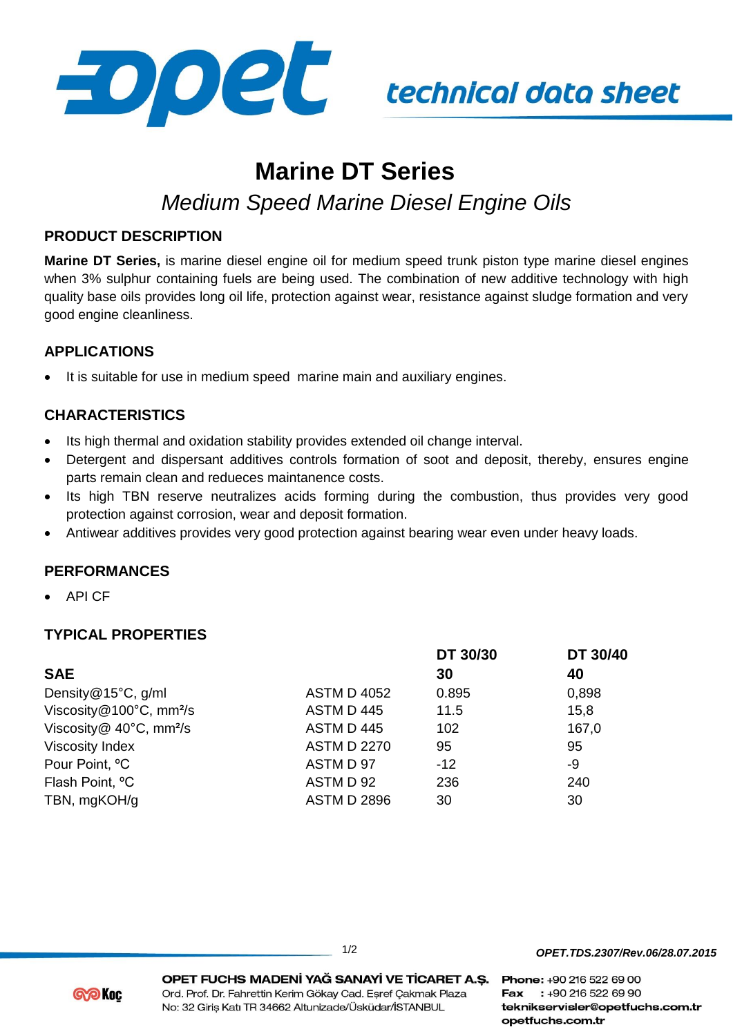technical data sheet

# Marine DT Series

## *Medium Speed Marine Diesel Engine Oils*

### PRODUCT DESCRIPTION

**Marine DT Series,** is marine diesel engine oil for medium speed trunk piston type marine diesel engines when 3% sulphur containing fuels are being used. The combination of new additive technology with high quality base oils provides long oil life, protection against wear, resistance against sludge formation and very good engine cleanliness.

### APPLICATIONS

- It is suitable for use in medium speed marine main and auxiliary engines.

### CHARACTERISTICS

- Its high thermal and oxidation stability provides extended oil change interval.
- Detergent and dispersant additives controls formation of soot and deposit, thereby, ensures engine parts remain clean and redueces maintanence costs.
- Its high TBN reserve neutralizes acids forming during the combustion, thus provides very good protection against corrosion, wear and deposit formation.
- Antiwear additives provides very good protection against bearing wear even under heavy loads.

### PERFORMANCES

- API CF

### TYPICAL PROPERTIES

| | | **DT 30/30** | **DT 30/40** |
|---|---|---|---|
| **SAE** | | **30** | **40** |
| Density@15°C, g/ml | ASTM D 4052 | 0.895 | 0,898 |
| Viscosity@100°C, mm²/s | ASTM D 445 | 11.5 | 15,8 |
| Viscosity@ 40°C, mm²/s | ASTM D 445 | 102 | 167,0 |
| Viscosity Index | ASTM D 2270 | 95 | 95 |
| Pour Point, ºC | ASTM D 97 | -12 | -9 |
| Flash Point, ºC | ASTM D 92 | 236 | 240 |
| TBN, mgKOH/g | ASTM D 2896 | 30 | 30 |

*OPET.TDS.2307/Rev.06/28.07.2015*

**OPET FUCHS MADENİ YAĞ SANAYİ VE TİCARET A.Ş.**
Ord. Prof. Dr. Fahrettin Kerim Gökay Cad. Eşref Çakmak Plaza
No: 32 Giriş Katı TR 34662 Altunizade/Üsküdar/İSTANBUL

**Phone:** +90 216 522 69 00
**Fax** : +90 216 522 69 90
**teknikservisler@opetfuchs.com.tr**
**opetfuchs.com.tr**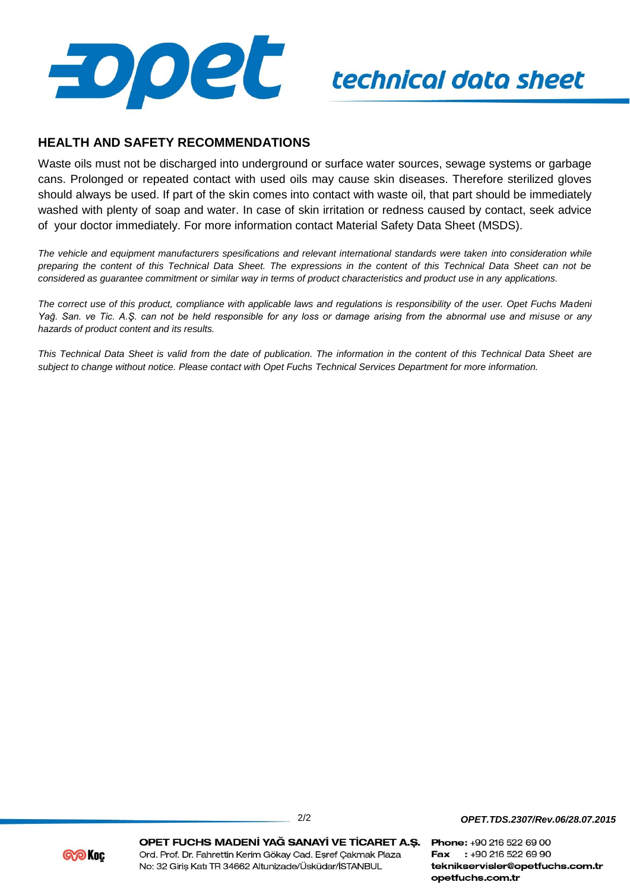## HEALTH AND SAFETY RECOMMENDATIONS

Waste oils must not be discharged into underground or surface water sources, sewage systems or garbage cans. Prolonged or repeated contact with used oils may cause skin diseases. Therefore sterilized gloves should always be used. If part of the skin comes into contact with waste oil, that part should be immediately washed with plenty of soap and water. In case of skin irritation or redness caused by contact, seek advice of your doctor immediately. For more information contact Material Safety Data Sheet (MSDS).

*The vehicle and equipment manufacturers spesifications and relevant international standards were taken into consideration while preparing the content of this Technical Data Sheet. The expressions in the content of this Technical Data Sheet can not be considered as guarantee commitment or similar way in terms of product characteristics and product use in any applications.*

*The correct use of this product, compliance with applicable laws and regulations is responsibility of the user. Opet Fuchs Madeni Yağ. San. ve Tic. A.Ş. can not be held responsible for any loss or damage arising from the abnormal use and misuse or any hazards of product content and its results.*

*This Technical Data Sheet is valid from the date of publication. The information in the content of this Technical Data Sheet are subject to change without notice. Please contact with Opet Fuchs Technical Services Department for more information.*